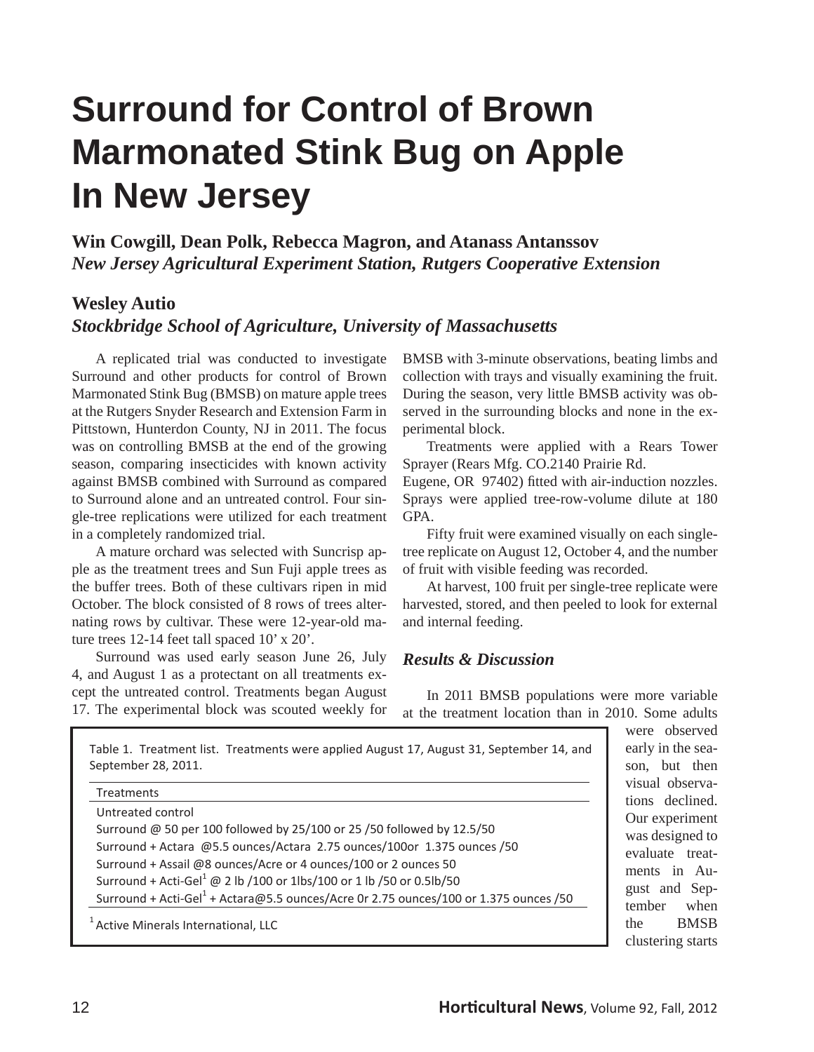# Surround for Control of Brown Marmonated Stink Bug on Apple In New Jersey

**Win Cowgill, Dean Polk, Rebecca Magron, and Atanass Antanssov**
*New Jersey Agricultural Experiment Station, Rutgers Cooperative Extension*

**Wesley Autio**
*Stockbridge School of Agriculture, University of Massachusetts*

A replicated trial was conducted to investigate Surround and other products for control of Brown Marmonated Stink Bug (BMSB) on mature apple trees at the Rutgers Snyder Research and Extension Farm in Pittstown, Hunterdon County, NJ in 2011. The focus was on controlling BMSB at the end of the growing season, comparing insecticides with known activity against BMSB combined with Surround as compared to Surround alone and an untreated control. Four single-tree replications were utilized for each treatment in a completely randomized trial.

A mature orchard was selected with Suncrisp apple as the treatment trees and Sun Fuji apple trees as the buffer trees. Both of these cultivars ripen in mid October. The block consisted of 8 rows of trees alternating rows by cultivar. These were 12-year-old mature trees 12-14 feet tall spaced 10' x 20'.

Surround was used early season June 26, July 4, and August 1 as a protectant on all treatments except the untreated control. Treatments began August 17. The experimental block was scouted weekly for BMSB with 3-minute observations, beating limbs and collection with trays and visually examining the fruit. During the season, very little BMSB activity was observed in the surrounding blocks and none in the experimental block.

Treatments were applied with a Rears Tower Sprayer (Rears Mfg. CO.2140 Prairie Rd. Eugene, OR 97402) fitted with air-induction nozzles. Sprays were applied tree-row-volume dilute at 180 GPA.

Fifty fruit were examined visually on each single-tree replicate on August 12, October 4, and the number of fruit with visible feeding was recorded.

At harvest, 100 fruit per single-tree replicate were harvested, stored, and then peeled to look for external and internal feeding.

### *Results & Discussion*

In 2011 BMSB populations were more variable at the treatment location than in 2010. Some adults were observed early in the season, but then visual observations declined. Our experiment was designed to evaluate treatments in August and September when the BMSB clustering starts

Table 1. Treatment list. Treatments were applied August 17, August 31, September 14, and September 28, 2011.

| Treatments |
|---|
| Untreated control |
| Surround @ 50 per 100 followed by 25/100 or 25 /50 followed by 12.5/50 |
| Surround + Actara @5.5 ounces/Actara 2.75 ounces/100or 1.375 ounces /50 |
| Surround + Assail @8 ounces/Acre or 4 ounces/100 or 2 ounces 50 |
| Surround + Acti-Gel[1] @ 2 lb /100 or 1lbs/100 or 1 lb /50 or 0.5lb/50 |
| Surround + Acti-Gel[1] + Actara@5.5 ounces/Acre 0r 2.75 ounces/100 or 1.375 ounces /50 |

[1] Active Minerals International, LLC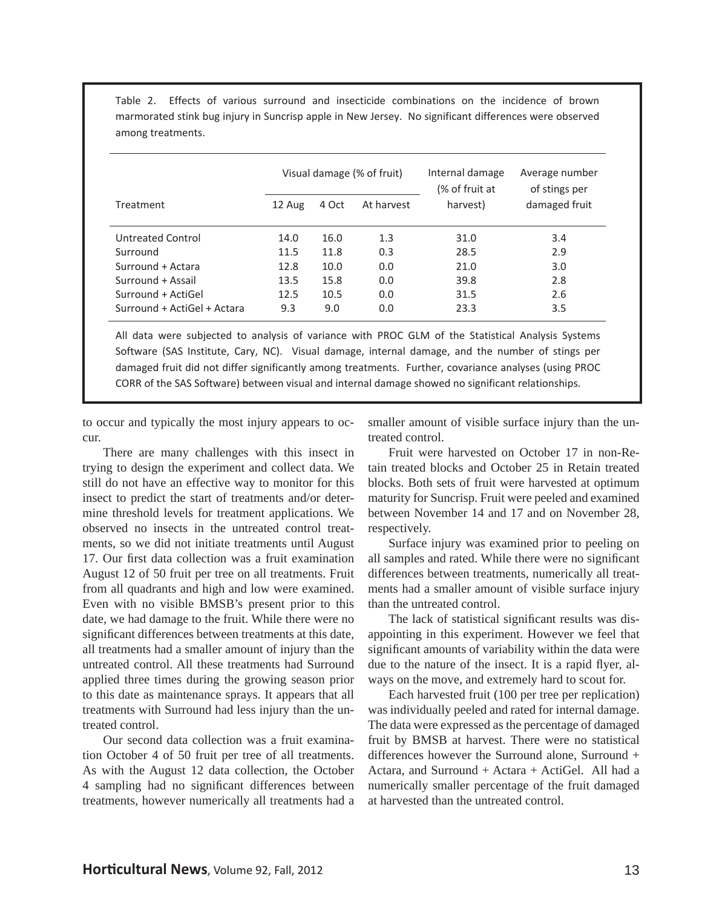Table 2. Effects of various surround and insecticide combinations on the incidence of brown marmorated stink bug injury in Suncrisp apple in New Jersey. No significant differences were observed among treatments.

| Treatment | Visual damage (% of fruit) | | | Internal damage (% of fruit at harvest) | Average number of stings per damaged fruit |
|---|---|---|---|---|---|
| | 12 Aug | 4 Oct | At harvest | | |
| Untreated Control | 14.0 | 16.0 | 1.3 | 31.0 | 3.4 |
| Surround | 11.5 | 11.8 | 0.3 | 28.5 | 2.9 |
| Surround + Actara | 12.8 | 10.0 | 0.0 | 21.0 | 3.0 |
| Surround + Assail | 13.5 | 15.8 | 0.0 | 39.8 | 2.8 |
| Surround + ActiGel | 12.5 | 10.5 | 0.0 | 31.5 | 2.6 |
| Surround + ActiGel + Actara | 9.3 | 9.0 | 0.0 | 23.3 | 3.5 |

All data were subjected to analysis of variance with PROC GLM of the Statistical Analysis Systems Software (SAS Institute, Cary, NC). Visual damage, internal damage, and the number of stings per damaged fruit did not differ significantly among treatments. Further, covariance analyses (using PROC CORR of the SAS Software) between visual and internal damage showed no significant relationships.

to occur and typically the most injury appears to occur.

There are many challenges with this insect in trying to design the experiment and collect data. We still do not have an effective way to monitor for this insect to predict the start of treatments and/or determine threshold levels for treatment applications. We observed no insects in the untreated control treatments, so we did not initiate treatments until August 17. Our first data collection was a fruit examination August 12 of 50 fruit per tree on all treatments. Fruit from all quadrants and high and low were examined. Even with no visible BMSB's present prior to this date, we had damage to the fruit. While there were no significant differences between treatments at this date, all treatments had a smaller amount of injury than the untreated control. All these treatments had Surround applied three times during the growing season prior to this date as maintenance sprays. It appears that all treatments with Surround had less injury than the untreated control.

Our second data collection was a fruit examination October 4 of 50 fruit per tree of all treatments. As with the August 12 data collection, the October 4 sampling had no significant differences between treatments, however numerically all treatments had a smaller amount of visible surface injury than the untreated control.

Fruit were harvested on October 17 in non-Retain treated blocks and October 25 in Retain treated blocks. Both sets of fruit were harvested at optimum maturity for Suncrisp. Fruit were peeled and examined between November 14 and 17 and on November 28, respectively.

Surface injury was examined prior to peeling on all samples and rated. While there were no significant differences between treatments, numerically all treatments had a smaller amount of visible surface injury than the untreated control.

The lack of statistical significant results was disappointing in this experiment. However we feel that significant amounts of variability within the data were due to the nature of the insect. It is a rapid flyer, always on the move, and extremely hard to scout for.

Each harvested fruit (100 per tree per replication) was individually peeled and rated for internal damage. The data were expressed as the percentage of damaged fruit by BMSB at harvest. There were no statistical differences however the Surround alone, Surround + Actara, and Surround + Actara + ActiGel. All had a numerically smaller percentage of the fruit damaged at harvested than the untreated control.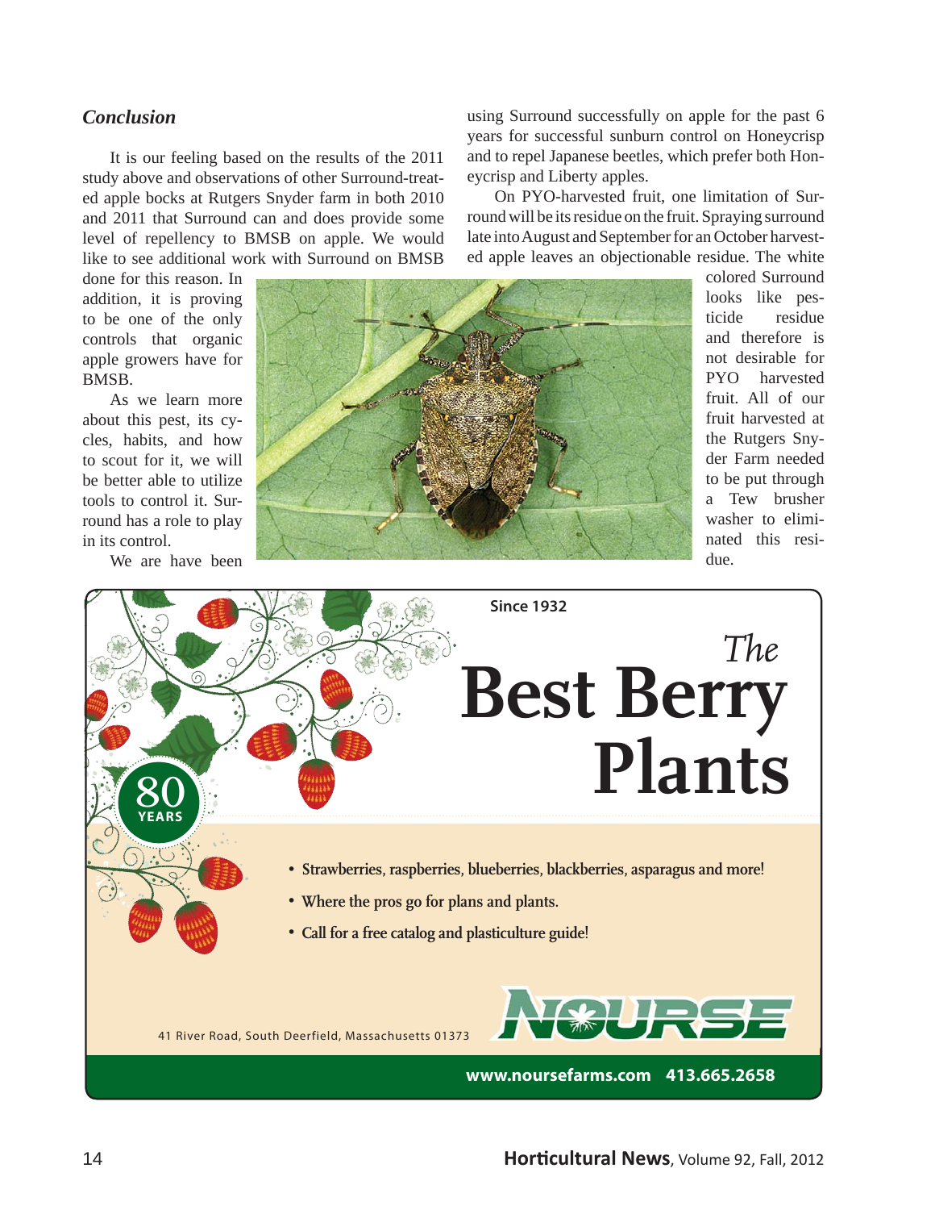### *Conclusion*

It is our feeling based on the results of the 2011 study above and observations of other Surround-treated apple bocks at Rutgers Snyder farm in both 2010 and 2011 that Surround can and does provide some level of repellency to BMSB on apple. We would like to see additional work with Surround on BMSB done for this reason. In addition, it is proving to be one of the only controls that organic apple growers have for BMSB.

As we learn more about this pest, its cycles, habits, and how to scout for it, we will be better able to utilize tools to control it. Surround has a role to play in its control.

We are have been using Surround successfully on apple for the past 6 years for successful sunburn control on Honeycrisp and to repel Japanese beetles, which prefer both Honeycrisp and Liberty apples.

On PYO-harvested fruit, one limitation of Surround will be its residue on the fruit. Spraying surround late into August and September for an October harvested apple leaves an objectionable residue. The white colored Surround looks like pesticide residue and therefore is not desirable for PYO harvested fruit. All of our fruit harvested at the Rutgers Snyder Farm needed to be put through a Tew brusher washer to eliminated this residue.

---

Since 1932

*The*

# Best Berry Plants

80 YEARS

- Strawberries, raspberries, blueberries, blackberries, asparagus and more!
- Where the pros go for plans and plants.
- Call for a free catalog and plasticulture guide!

NOURSE

41 River Road, South Deerfield, Massachusetts 01373

**www.noursefarms.com 413.665.2658**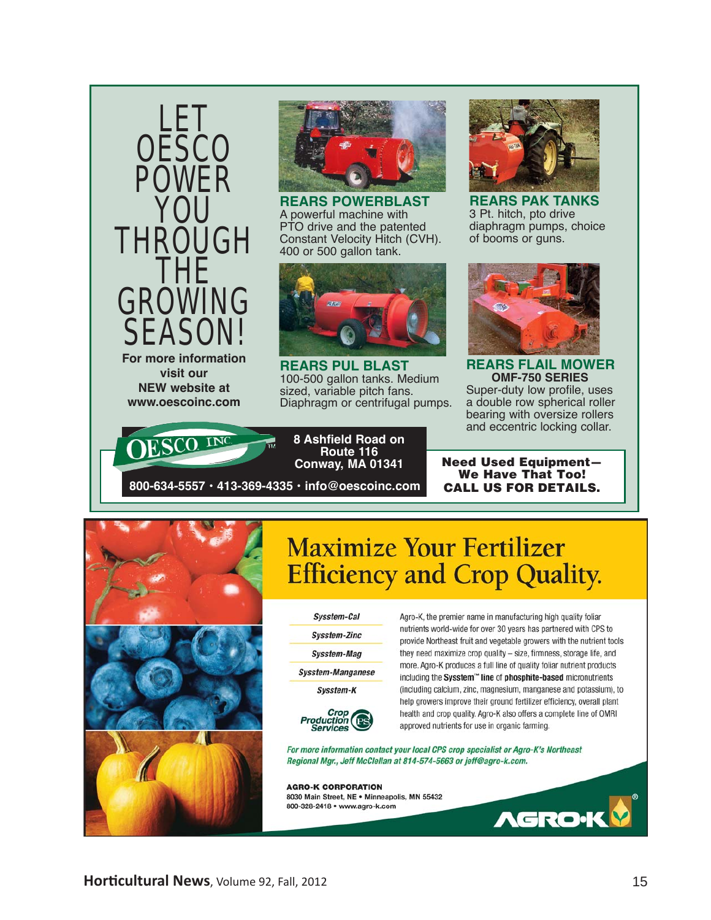# LET OESCO POWER YOU THROUGH THE GROWING SEASON!

For more information visit our NEW website at www.oescoinc.com

**REARS POWERBLAST**
A powerful machine with PTO drive and the patented Constant Velocity Hitch (CVH). 400 or 500 gallon tank.

**REARS PAK TANKS**
3 Pt. hitch, pto drive diaphragm pumps, choice of booms or guns.

**REARS PUL BLAST**
100-500 gallon tanks. Medium sized, variable pitch fans. Diaphragm or centrifugal pumps.

**REARS FLAIL MOWER**
**OMF-750 SERIES**
Super-duty low profile, uses a double row spherical roller bearing with oversize rollers and eccentric locking collar.

OESCO INC.™

8 Ashfield Road on Route 116
Conway, MA 01341

800-634-5557 • 413-369-4335 • info@oescoinc.com

**Need Used Equipment— We Have That Too! CALL US FOR DETAILS.**

# Maximize Your Fertilizer Efficiency and Crop Quality.

- *Sysstem-Cal*
- *Sysstem-Zinc*
- *Sysstem-Mag*
- *Sysstem-Manganese*
- *Sysstem-K*

Crop Production Services

Agro-K, the premier name in manufacturing high quality foliar nutrients world-wide for over 30 years has partnered with CPS to provide Northeast fruit and vegetable growers with the nutrient tools they need maximize crop quality – size, firmness, storage life, and more. Agro-K produces a full line of quality foliar nutrient products including the **Sysstem™ line** of **phosphite-based** micronutrients (including calcium, zinc, magnesium, manganese and potassium), to help growers improve their ground fertilizer efficiency, overall plant health and crop quality. Agro-K also offers a complete line of OMRI approved nutrients for use in organic farming.

*For more information contact your local CPS crop specialist or Agro-K's Northeast Regional Mgr., Jeff McClellan at 814-574-5663 or jeff@agro-k.com.*

**AGRO-K CORPORATION**
8030 Main Street, NE • Minneapolis, MN 55432
800-328-2418 • www.agro-k.com

AGRO-K®